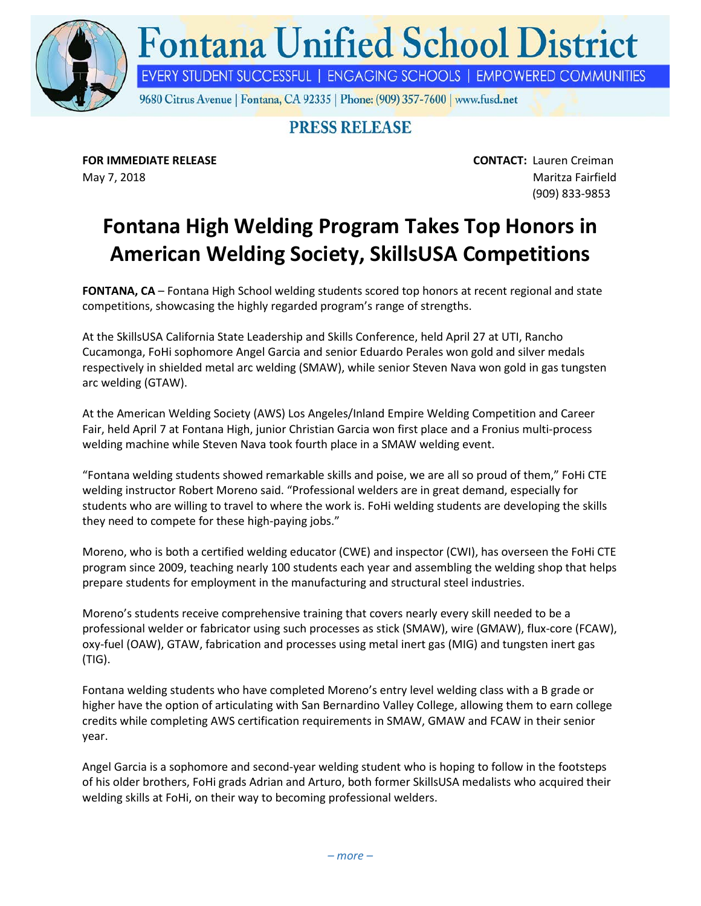# Fontana Unified School District

EVERY STUDENT SUCCESSFUL | ENGAGING SCHOOLS | EMPOWERED COMMUNITIES

9680 Citrus Avenue | Fontana, CA 92335 | Phone: (909) 357-7600 | www.fusd.net

## PRESS RELEASE

**FOR IMMEDIATE RELEASE**
May 7, 2018

**CONTACT:** Lauren Creiman
Maritza Fairfield
(909) 833-9853

# Fontana High Welding Program Takes Top Honors in American Welding Society, SkillsUSA Competitions

**FONTANA, CA** – Fontana High School welding students scored top honors at recent regional and state competitions, showcasing the highly regarded program's range of strengths.

At the SkillsUSA California State Leadership and Skills Conference, held April 27 at UTI, Rancho Cucamonga, FoHi sophomore Angel Garcia and senior Eduardo Perales won gold and silver medals respectively in shielded metal arc welding (SMAW), while senior Steven Nava won gold in gas tungsten arc welding (GTAW).

At the American Welding Society (AWS) Los Angeles/Inland Empire Welding Competition and Career Fair, held April 7 at Fontana High, junior Christian Garcia won first place and a Fronius multi-process welding machine while Steven Nava took fourth place in a SMAW welding event.

"Fontana welding students showed remarkable skills and poise, we are all so proud of them," FoHi CTE welding instructor Robert Moreno said. "Professional welders are in great demand, especially for students who are willing to travel to where the work is. FoHi welding students are developing the skills they need to compete for these high-paying jobs."

Moreno, who is both a certified welding educator (CWE) and inspector (CWI), has overseen the FoHi CTE program since 2009, teaching nearly 100 students each year and assembling the welding shop that helps prepare students for employment in the manufacturing and structural steel industries.

Moreno's students receive comprehensive training that covers nearly every skill needed to be a professional welder or fabricator using such processes as stick (SMAW), wire (GMAW), flux-core (FCAW), oxy-fuel (OAW), GTAW, fabrication and processes using metal inert gas (MIG) and tungsten inert gas (TIG).

Fontana welding students who have completed Moreno's entry level welding class with a B grade or higher have the option of articulating with San Bernardino Valley College, allowing them to earn college credits while completing AWS certification requirements in SMAW, GMAW and FCAW in their senior year.

Angel Garcia is a sophomore and second-year welding student who is hoping to follow in the footsteps of his older brothers, FoHi grads Adrian and Arturo, both former SkillsUSA medalists who acquired their welding skills at FoHi, on their way to becoming professional welders.

*– more –*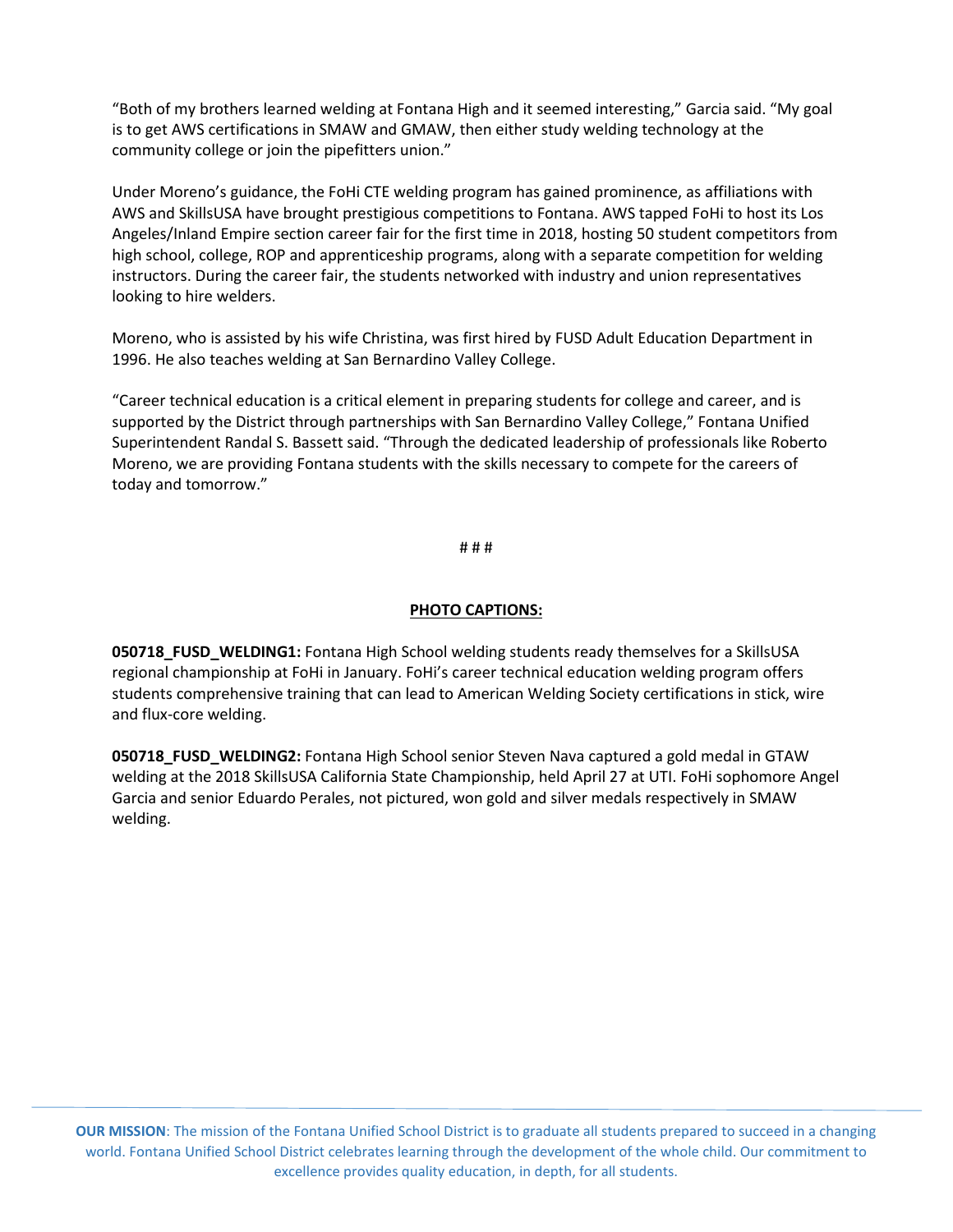"Both of my brothers learned welding at Fontana High and it seemed interesting," Garcia said. "My goal is to get AWS certifications in SMAW and GMAW, then either study welding technology at the community college or join the pipefitters union."

Under Moreno's guidance, the FoHi CTE welding program has gained prominence, as affiliations with AWS and SkillsUSA have brought prestigious competitions to Fontana. AWS tapped FoHi to host its Los Angeles/Inland Empire section career fair for the first time in 2018, hosting 50 student competitors from high school, college, ROP and apprenticeship programs, along with a separate competition for welding instructors. During the career fair, the students networked with industry and union representatives looking to hire welders.

Moreno, who is assisted by his wife Christina, was first hired by FUSD Adult Education Department in 1996. He also teaches welding at San Bernardino Valley College.

"Career technical education is a critical element in preparing students for college and career, and is supported by the District through partnerships with San Bernardino Valley College," Fontana Unified Superintendent Randal S. Bassett said. "Through the dedicated leadership of professionals like Roberto Moreno, we are providing Fontana students with the skills necessary to compete for the careers of today and tomorrow."

# # #

**PHOTO CAPTIONS:**

**050718_FUSD_WELDING1:** Fontana High School welding students ready themselves for a SkillsUSA regional championship at FoHi in January. FoHi's career technical education welding program offers students comprehensive training that can lead to American Welding Society certifications in stick, wire and flux-core welding.

**050718_FUSD_WELDING2:** Fontana High School senior Steven Nava captured a gold medal in GTAW welding at the 2018 SkillsUSA California State Championship, held April 27 at UTI. FoHi sophomore Angel Garcia and senior Eduardo Perales, not pictured, won gold and silver medals respectively in SMAW welding.

**OUR MISSION**: The mission of the Fontana Unified School District is to graduate all students prepared to succeed in a changing world. Fontana Unified School District celebrates learning through the development of the whole child. Our commitment to excellence provides quality education, in depth, for all students.